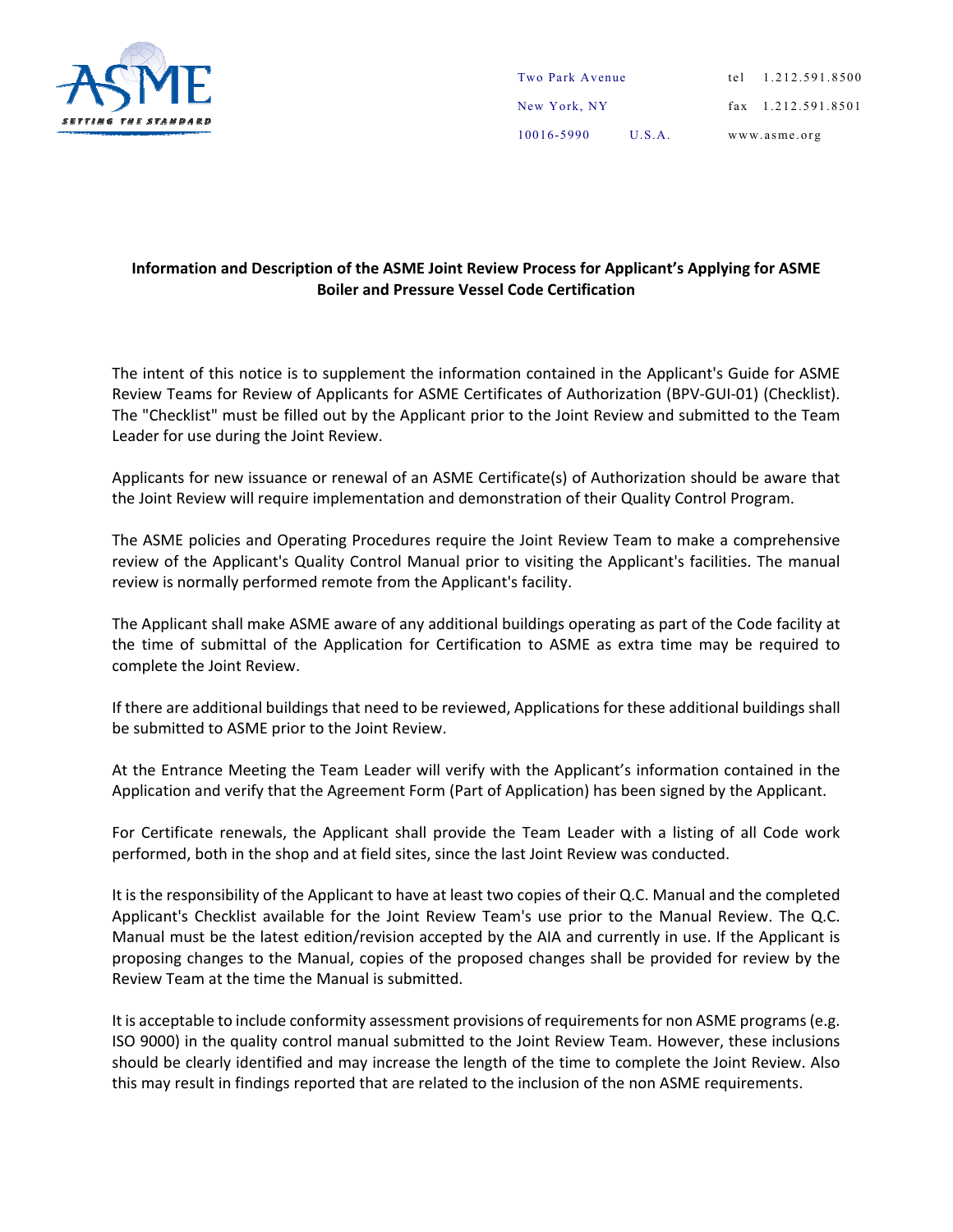ASME

SETTING THE STANDARD

Two Park Avenue
New York, NY
10016-5990 U.S.A.

tel 1.212.591.8500
fax 1.212.591.8501
www.asme.org

**Information and Description of the ASME Joint Review Process for Applicant's Applying for ASME Boiler and Pressure Vessel Code Certification**

The intent of this notice is to supplement the information contained in the Applicant's Guide for ASME Review Teams for Review of Applicants for ASME Certificates of Authorization (BPV-GUI-01) (Checklist). The "Checklist" must be filled out by the Applicant prior to the Joint Review and submitted to the Team Leader for use during the Joint Review.

Applicants for new issuance or renewal of an ASME Certificate(s) of Authorization should be aware that the Joint Review will require implementation and demonstration of their Quality Control Program.

The ASME policies and Operating Procedures require the Joint Review Team to make a comprehensive review of the Applicant's Quality Control Manual prior to visiting the Applicant's facilities. The manual review is normally performed remote from the Applicant's facility.

The Applicant shall make ASME aware of any additional buildings operating as part of the Code facility at the time of submittal of the Application for Certification to ASME as extra time may be required to complete the Joint Review.

If there are additional buildings that need to be reviewed, Applications for these additional buildings shall be submitted to ASME prior to the Joint Review.

At the Entrance Meeting the Team Leader will verify with the Applicant's information contained in the Application and verify that the Agreement Form (Part of Application) has been signed by the Applicant.

For Certificate renewals, the Applicant shall provide the Team Leader with a listing of all Code work performed, both in the shop and at field sites, since the last Joint Review was conducted.

It is the responsibility of the Applicant to have at least two copies of their Q.C. Manual and the completed Applicant's Checklist available for the Joint Review Team's use prior to the Manual Review. The Q.C. Manual must be the latest edition/revision accepted by the AIA and currently in use. If the Applicant is proposing changes to the Manual, copies of the proposed changes shall be provided for review by the Review Team at the time the Manual is submitted.

It is acceptable to include conformity assessment provisions of requirements for non ASME programs (e.g. ISO 9000) in the quality control manual submitted to the Joint Review Team. However, these inclusions should be clearly identified and may increase the length of the time to complete the Joint Review. Also this may result in findings reported that are related to the inclusion of the non ASME requirements.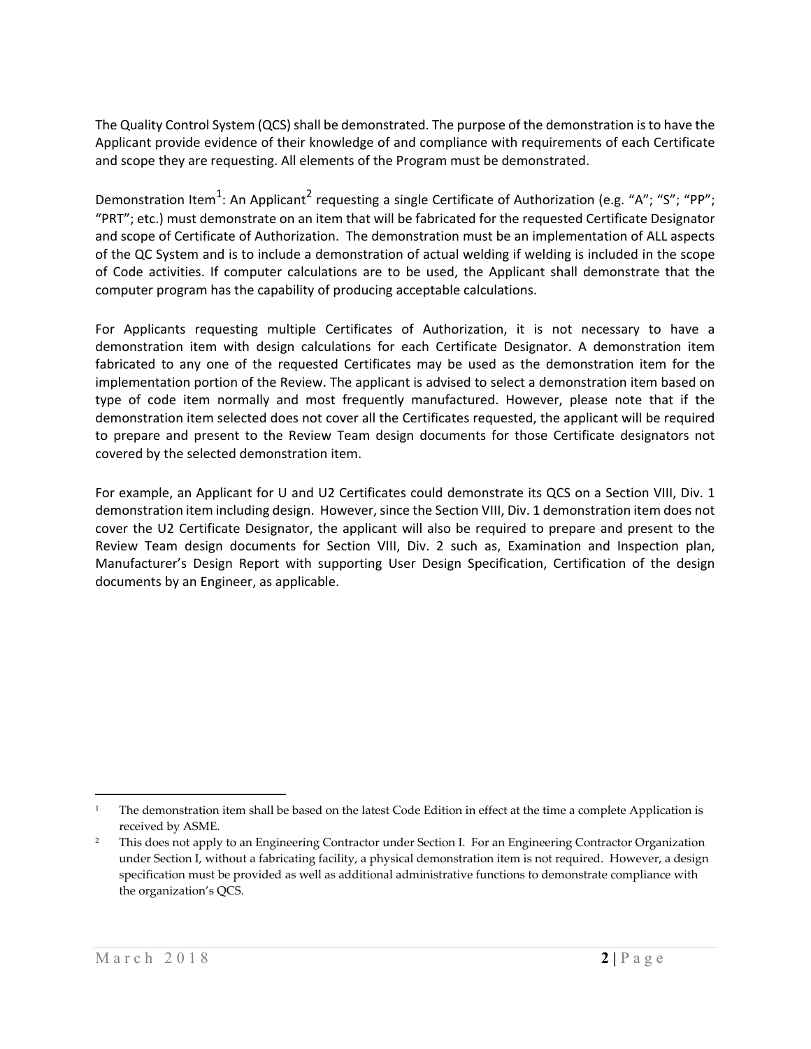The Quality Control System (QCS) shall be demonstrated. The purpose of the demonstration is to have the Applicant provide evidence of their knowledge of and compliance with requirements of each Certificate and scope they are requesting. All elements of the Program must be demonstrated.

Demonstration Item[1]: An Applicant[2] requesting a single Certificate of Authorization (e.g. "A"; "S"; "PP"; "PRT"; etc.) must demonstrate on an item that will be fabricated for the requested Certificate Designator and scope of Certificate of Authorization. The demonstration must be an implementation of ALL aspects of the QC System and is to include a demonstration of actual welding if welding is included in the scope of Code activities. If computer calculations are to be used, the Applicant shall demonstrate that the computer program has the capability of producing acceptable calculations.

For Applicants requesting multiple Certificates of Authorization, it is not necessary to have a demonstration item with design calculations for each Certificate Designator. A demonstration item fabricated to any one of the requested Certificates may be used as the demonstration item for the implementation portion of the Review. The applicant is advised to select a demonstration item based on type of code item normally and most frequently manufactured. However, please note that if the demonstration item selected does not cover all the Certificates requested, the applicant will be required to prepare and present to the Review Team design documents for those Certificate designators not covered by the selected demonstration item.

For example, an Applicant for U and U2 Certificates could demonstrate its QCS on a Section VIII, Div. 1 demonstration item including design. However, since the Section VIII, Div. 1 demonstration item does not cover the U2 Certificate Designator, the applicant will also be required to prepare and present to the Review Team design documents for Section VIII, Div. 2 such as, Examination and Inspection plan, Manufacturer's Design Report with supporting User Design Specification, Certification of the design documents by an Engineer, as applicable.

---

[1] The demonstration item shall be based on the latest Code Edition in effect at the time a complete Application is received by ASME.

[2] This does not apply to an Engineering Contractor under Section I. For an Engineering Contractor Organization under Section I, without a fabricating facility, a physical demonstration item is not required. However, a design specification must be provided as well as additional administrative functions to demonstrate compliance with the organization's QCS.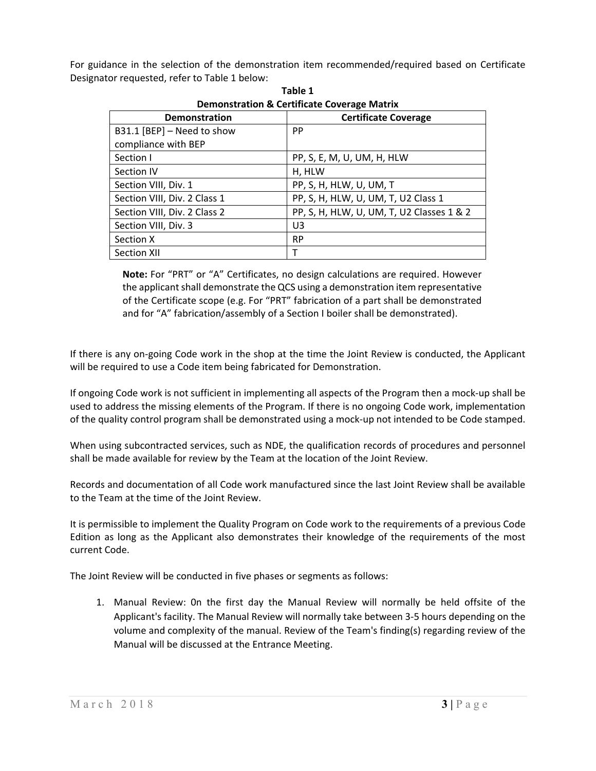For guidance in the selection of the demonstration item recommended/required based on Certificate Designator requested, refer to Table 1 below:

**Table 1**
**Demonstration & Certificate Coverage Matrix**

| Demonstration | Certificate Coverage |
|---|---|
| B31.1 [BEP] – Need to show compliance with BEP | PP |
| Section I | PP, S, E, M, U, UM, H, HLW |
| Section IV | H, HLW |
| Section VIII, Div. 1 | PP, S, H, HLW, U, UM, T |
| Section VIII, Div. 2 Class 1 | PP, S, H, HLW, U, UM, T, U2 Class 1 |
| Section VIII, Div. 2 Class 2 | PP, S, H, HLW, U, UM, T, U2 Classes 1 & 2 |
| Section VIII, Div. 3 | U3 |
| Section X | RP |
| Section XII | T |

**Note:** For "PRT" or "A" Certificates, no design calculations are required. However the applicant shall demonstrate the QCS using a demonstration item representative of the Certificate scope (e.g. For "PRT" fabrication of a part shall be demonstrated and for "A" fabrication/assembly of a Section I boiler shall be demonstrated).

If there is any on-going Code work in the shop at the time the Joint Review is conducted, the Applicant will be required to use a Code item being fabricated for Demonstration.

If ongoing Code work is not sufficient in implementing all aspects of the Program then a mock-up shall be used to address the missing elements of the Program. If there is no ongoing Code work, implementation of the quality control program shall be demonstrated using a mock-up not intended to be Code stamped.

When using subcontracted services, such as NDE, the qualification records of procedures and personnel shall be made available for review by the Team at the location of the Joint Review.

Records and documentation of all Code work manufactured since the last Joint Review shall be available to the Team at the time of the Joint Review.

It is permissible to implement the Quality Program on Code work to the requirements of a previous Code Edition as long as the Applicant also demonstrates their knowledge of the requirements of the most current Code.

The Joint Review will be conducted in five phases or segments as follows:

1. Manual Review: 0n the first day the Manual Review will normally be held offsite of the Applicant's facility. The Manual Review will normally take between 3-5 hours depending on the volume and complexity of the manual. Review of the Team's finding(s) regarding review of the Manual will be discussed at the Entrance Meeting.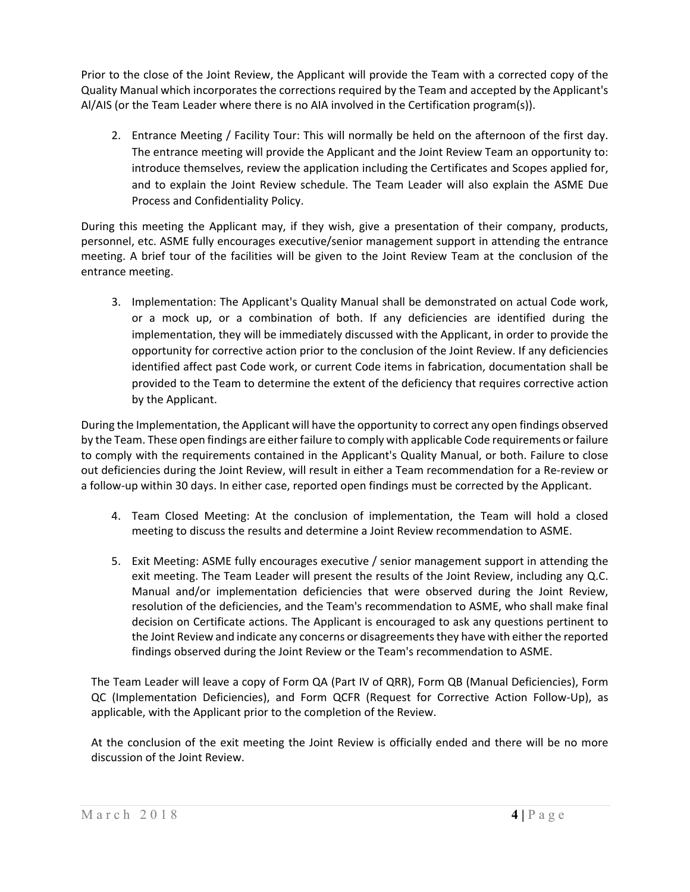Prior to the close of the Joint Review, the Applicant will provide the Team with a corrected copy of the Quality Manual which incorporates the corrections required by the Team and accepted by the Applicant's Al/AIS (or the Team Leader where there is no AIA involved in the Certification program(s)).

2. Entrance Meeting / Facility Tour: This will normally be held on the afternoon of the first day. The entrance meeting will provide the Applicant and the Joint Review Team an opportunity to: introduce themselves, review the application including the Certificates and Scopes applied for, and to explain the Joint Review schedule. The Team Leader will also explain the ASME Due Process and Confidentiality Policy.

During this meeting the Applicant may, if they wish, give a presentation of their company, products, personnel, etc. ASME fully encourages executive/senior management support in attending the entrance meeting. A brief tour of the facilities will be given to the Joint Review Team at the conclusion of the entrance meeting.

3. Implementation: The Applicant's Quality Manual shall be demonstrated on actual Code work, or a mock up, or a combination of both. If any deficiencies are identified during the implementation, they will be immediately discussed with the Applicant, in order to provide the opportunity for corrective action prior to the conclusion of the Joint Review. If any deficiencies identified affect past Code work, or current Code items in fabrication, documentation shall be provided to the Team to determine the extent of the deficiency that requires corrective action by the Applicant.

During the Implementation, the Applicant will have the opportunity to correct any open findings observed by the Team. These open findings are either failure to comply with applicable Code requirements or failure to comply with the requirements contained in the Applicant's Quality Manual, or both. Failure to close out deficiencies during the Joint Review, will result in either a Team recommendation for a Re-review or a follow-up within 30 days. In either case, reported open findings must be corrected by the Applicant.

4. Team Closed Meeting: At the conclusion of implementation, the Team will hold a closed meeting to discuss the results and determine a Joint Review recommendation to ASME.

5. Exit Meeting: ASME fully encourages executive / senior management support in attending the exit meeting. The Team Leader will present the results of the Joint Review, including any Q.C. Manual and/or implementation deficiencies that were observed during the Joint Review, resolution of the deficiencies, and the Team's recommendation to ASME, who shall make final decision on Certificate actions. The Applicant is encouraged to ask any questions pertinent to the Joint Review and indicate any concerns or disagreements they have with either the reported findings observed during the Joint Review or the Team's recommendation to ASME.

The Team Leader will leave a copy of Form QA (Part IV of QRR), Form QB (Manual Deficiencies), Form QC (Implementation Deficiencies), and Form QCFR (Request for Corrective Action Follow-Up), as applicable, with the Applicant prior to the completion of the Review.

At the conclusion of the exit meeting the Joint Review is officially ended and there will be no more discussion of the Joint Review.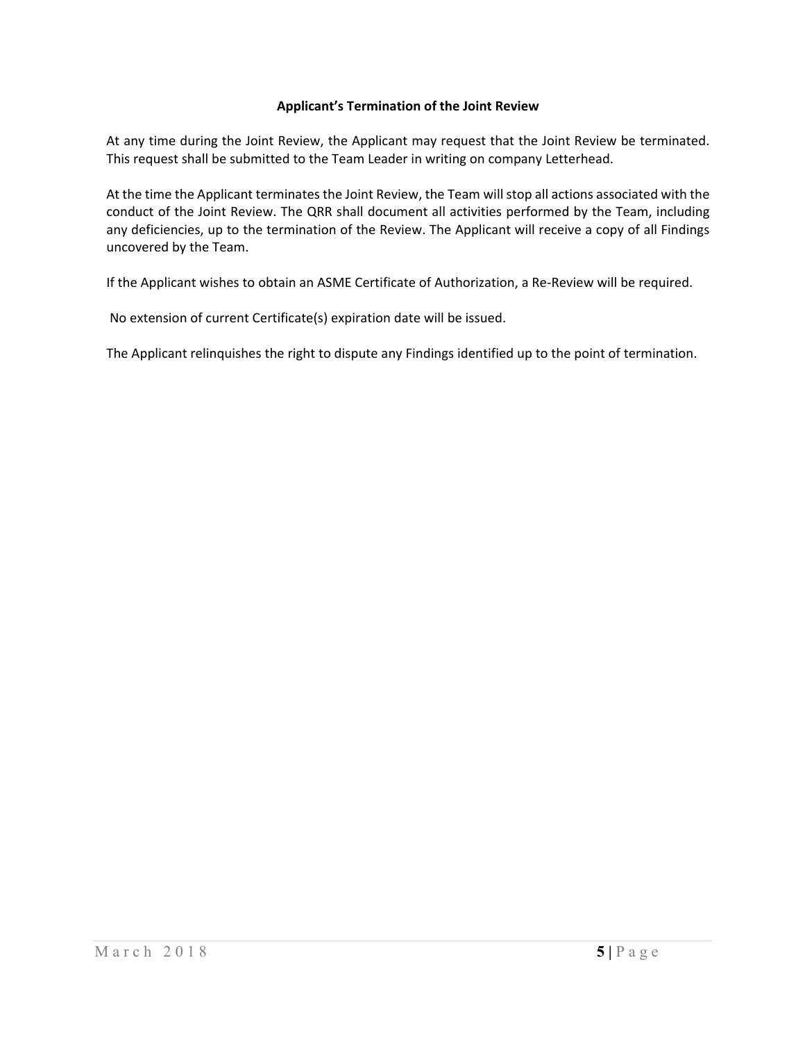## Applicant's Termination of the Joint Review

At any time during the Joint Review, the Applicant may request that the Joint Review be terminated. This request shall be submitted to the Team Leader in writing on company Letterhead.

At the time the Applicant terminates the Joint Review, the Team will stop all actions associated with the conduct of the Joint Review. The QRR shall document all activities performed by the Team, including any deficiencies, up to the termination of the Review. The Applicant will receive a copy of all Findings uncovered by the Team.

If the Applicant wishes to obtain an ASME Certificate of Authorization, a Re-Review will be required.

No extension of current Certificate(s) expiration date will be issued.

The Applicant relinquishes the right to dispute any Findings identified up to the point of termination.